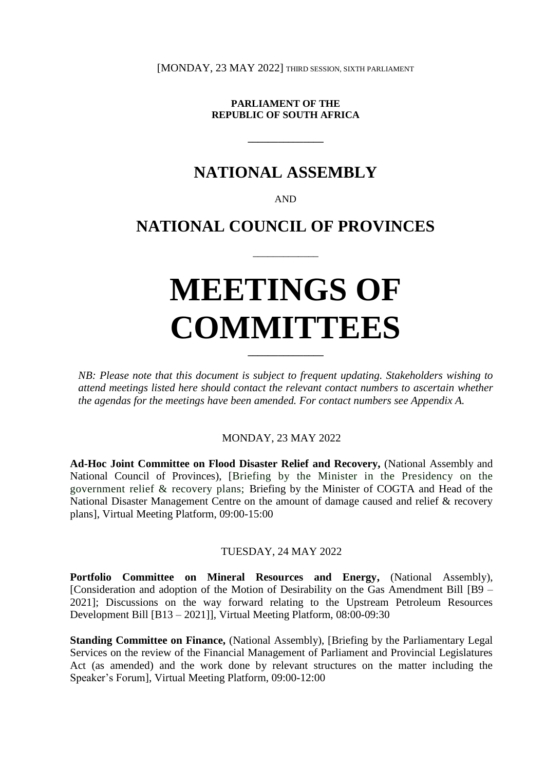[MONDAY, 23 MAY 2022] THIRD SESSION, SIXTH PARLIAMENT

**PARLIAMENT OF THE REPUBLIC OF SOUTH AFRICA**

# NATIONAL ASSEMBLY

AND

# NATIONAL COUNCIL OF PROVINCES

# MEETINGS OF COMMITTEES

*NB: Please note that this document is subject to frequent updating. Stakeholders wishing to attend meetings listed here should contact the relevant contact numbers to ascertain whether the agendas for the meetings have been amended. For contact numbers see Appendix A.*

MONDAY, 23 MAY 2022

**Ad-Hoc Joint Committee on Flood Disaster Relief and Recovery,** (National Assembly and National Council of Provinces), [Briefing by the Minister in the Presidency on the government relief & recovery plans; Briefing by the Minister of COGTA and Head of the National Disaster Management Centre on the amount of damage caused and relief & recovery plans], Virtual Meeting Platform, 09:00-15:00

TUESDAY, 24 MAY 2022

**Portfolio Committee on Mineral Resources and Energy,** (National Assembly), [Consideration and adoption of the Motion of Desirability on the Gas Amendment Bill [B9 – 2021]; Discussions on the way forward relating to the Upstream Petroleum Resources Development Bill [B13 – 2021]], Virtual Meeting Platform, 08:00-09:30

**Standing Committee on Finance,** (National Assembly), [Briefing by the Parliamentary Legal Services on the review of the Financial Management of Parliament and Provincial Legislatures Act (as amended) and the work done by relevant structures on the matter including the Speaker's Forum], Virtual Meeting Platform, 09:00-12:00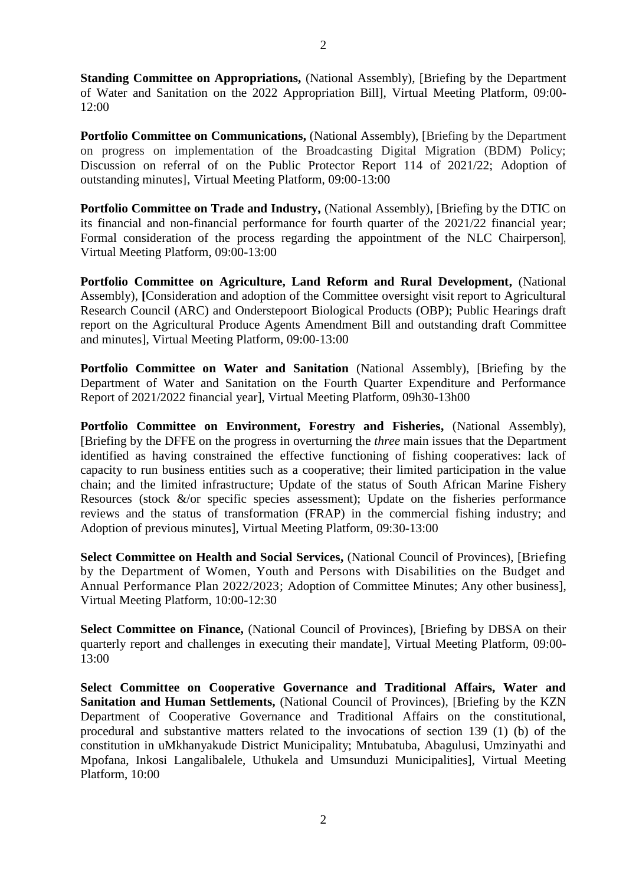**Standing Committee on Appropriations,** (National Assembly), [Briefing by the Department of Water and Sanitation on the 2022 Appropriation Bill], Virtual Meeting Platform, 09:00-12:00

**Portfolio Committee on Communications,** (National Assembly), [Briefing by the Department on progress on implementation of the Broadcasting Digital Migration (BDM) Policy; Discussion on referral of on the Public Protector Report 114 of 2021/22; Adoption of outstanding minutes], Virtual Meeting Platform, 09:00-13:00

**Portfolio Committee on Trade and Industry,** (National Assembly), [Briefing by the DTIC on its financial and non-financial performance for fourth quarter of the 2021/22 financial year; Formal consideration of the process regarding the appointment of the NLC Chairperson], Virtual Meeting Platform, 09:00-13:00

**Portfolio Committee on Agriculture, Land Reform and Rural Development,** (National Assembly), **[**Consideration and adoption of the Committee oversight visit report to Agricultural Research Council (ARC) and Onderstepoort Biological Products (OBP); Public Hearings draft report on the Agricultural Produce Agents Amendment Bill and outstanding draft Committee and minutes], Virtual Meeting Platform, 09:00-13:00

**Portfolio Committee on Water and Sanitation** (National Assembly), [Briefing by the Department of Water and Sanitation on the Fourth Quarter Expenditure and Performance Report of 2021/2022 financial year], Virtual Meeting Platform, 09h30-13h00

**Portfolio Committee on Environment, Forestry and Fisheries,** (National Assembly), [Briefing by the DFFE on the progress in overturning the *three* main issues that the Department identified as having constrained the effective functioning of fishing cooperatives: lack of capacity to run business entities such as a cooperative; their limited participation in the value chain; and the limited infrastructure; Update of the status of South African Marine Fishery Resources (stock &/or specific species assessment); Update on the fisheries performance reviews and the status of transformation (FRAP) in the commercial fishing industry; and Adoption of previous minutes], Virtual Meeting Platform, 09:30-13:00

**Select Committee on Health and Social Services,** (National Council of Provinces), [Briefing by the Department of Women, Youth and Persons with Disabilities on the Budget and Annual Performance Plan 2022/2023; Adoption of Committee Minutes; Any other business], Virtual Meeting Platform, 10:00-12:30

**Select Committee on Finance,** (National Council of Provinces), [Briefing by DBSA on their quarterly report and challenges in executing their mandate], Virtual Meeting Platform, 09:00-13:00

**Select Committee on Cooperative Governance and Traditional Affairs, Water and Sanitation and Human Settlements,** (National Council of Provinces), [Briefing by the KZN Department of Cooperative Governance and Traditional Affairs on the constitutional, procedural and substantive matters related to the invocations of section 139 (1) (b) of the constitution in uMkhanyakude District Municipality; Mntubatuba, Abagulusi, Umzinyathi and Mpofana, Inkosi Langalibalele, Uthukela and Umsunduzi Municipalities], Virtual Meeting Platform, 10:00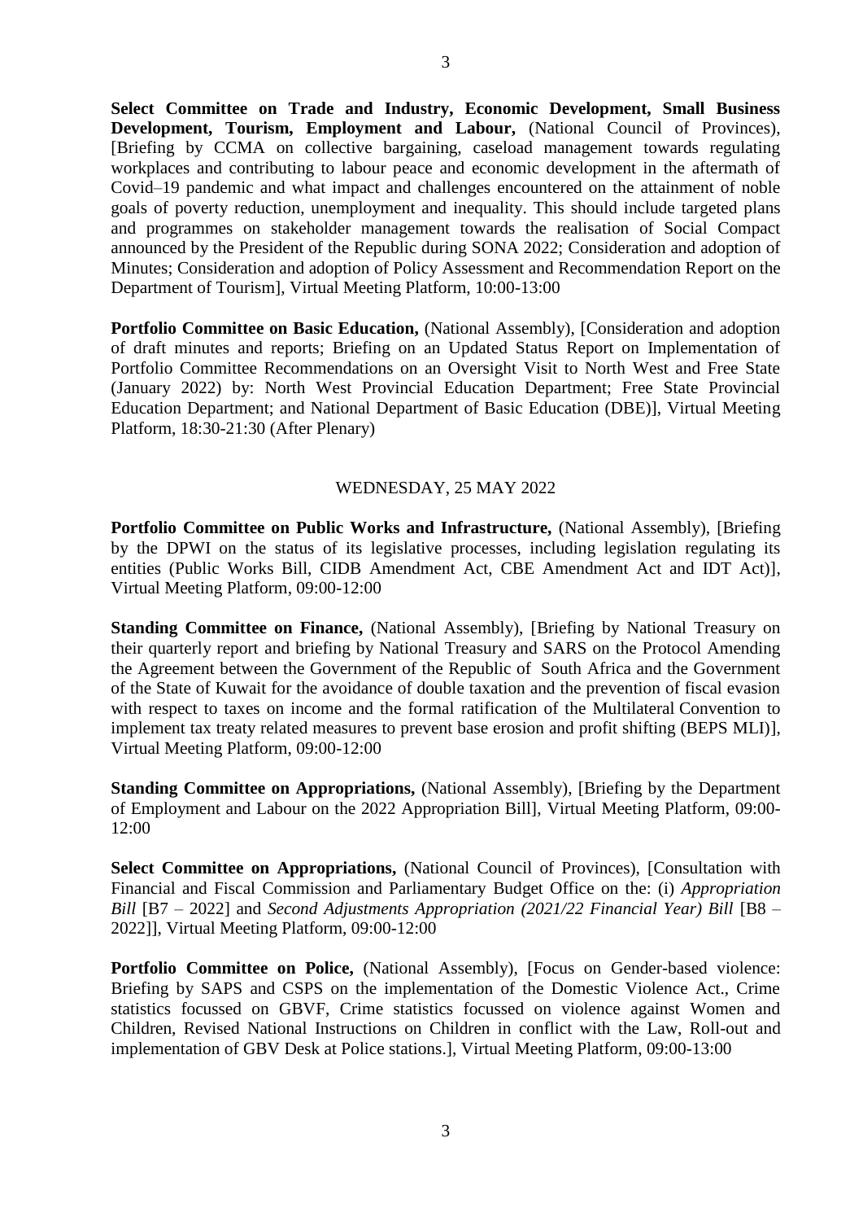**Select Committee on Trade and Industry, Economic Development, Small Business Development, Tourism, Employment and Labour,** (National Council of Provinces), [Briefing by CCMA on collective bargaining, caseload management towards regulating workplaces and contributing to labour peace and economic development in the aftermath of Covid–19 pandemic and what impact and challenges encountered on the attainment of noble goals of poverty reduction, unemployment and inequality. This should include targeted plans and programmes on stakeholder management towards the realisation of Social Compact announced by the President of the Republic during SONA 2022; Consideration and adoption of Minutes; Consideration and adoption of Policy Assessment and Recommendation Report on the Department of Tourism], Virtual Meeting Platform, 10:00-13:00

**Portfolio Committee on Basic Education,** (National Assembly), [Consideration and adoption of draft minutes and reports; Briefing on an Updated Status Report on Implementation of Portfolio Committee Recommendations on an Oversight Visit to North West and Free State (January 2022) by: North West Provincial Education Department; Free State Provincial Education Department; and National Department of Basic Education (DBE)], Virtual Meeting Platform, 18:30-21:30 (After Plenary)

WEDNESDAY, 25 MAY 2022

**Portfolio Committee on Public Works and Infrastructure,** (National Assembly), [Briefing by the DPWI on the status of its legislative processes, including legislation regulating its entities (Public Works Bill, CIDB Amendment Act, CBE Amendment Act and IDT Act)], Virtual Meeting Platform, 09:00-12:00

**Standing Committee on Finance,** (National Assembly), [Briefing by National Treasury on their quarterly report and briefing by National Treasury and SARS on the Protocol Amending the Agreement between the Government of the Republic of South Africa and the Government of the State of Kuwait for the avoidance of double taxation and the prevention of fiscal evasion with respect to taxes on income and the formal ratification of the Multilateral Convention to implement tax treaty related measures to prevent base erosion and profit shifting (BEPS MLI)], Virtual Meeting Platform, 09:00-12:00

**Standing Committee on Appropriations,** (National Assembly), [Briefing by the Department of Employment and Labour on the 2022 Appropriation Bill], Virtual Meeting Platform, 09:00-12:00

**Select Committee on Appropriations,** (National Council of Provinces), [Consultation with Financial and Fiscal Commission and Parliamentary Budget Office on the: (i) *Appropriation Bill* [B7 – 2022] and *Second Adjustments Appropriation (2021/22 Financial Year) Bill* [B8 – 2022]], Virtual Meeting Platform, 09:00-12:00

**Portfolio Committee on Police,** (National Assembly), [Focus on Gender-based violence: Briefing by SAPS and CSPS on the implementation of the Domestic Violence Act., Crime statistics focussed on GBVF, Crime statistics focussed on violence against Women and Children, Revised National Instructions on Children in conflict with the Law, Roll-out and implementation of GBV Desk at Police stations.], Virtual Meeting Platform, 09:00-13:00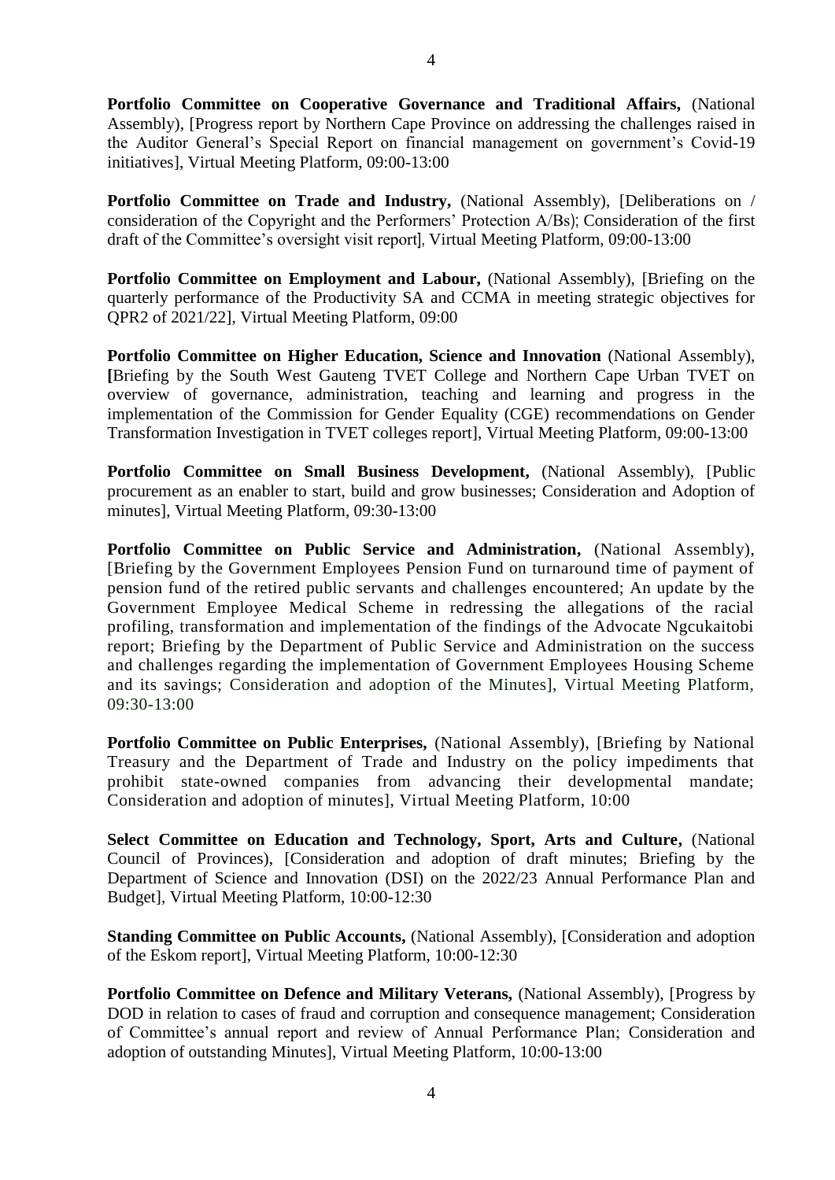**Portfolio Committee on Cooperative Governance and Traditional Affairs,** (National Assembly), [Progress report by Northern Cape Province on addressing the challenges raised in the Auditor General's Special Report on financial management on government's Covid-19 initiatives], Virtual Meeting Platform, 09:00-13:00

**Portfolio Committee on Trade and Industry,** (National Assembly), [Deliberations on / consideration of the Copyright and the Performers' Protection A/Bs); Consideration of the first draft of the Committee's oversight visit report], Virtual Meeting Platform, 09:00-13:00

**Portfolio Committee on Employment and Labour,** (National Assembly), [Briefing on the quarterly performance of the Productivity SA and CCMA in meeting strategic objectives for QPR2 of 2021/22], Virtual Meeting Platform, 09:00

**Portfolio Committee on Higher Education, Science and Innovation** (National Assembly), **[**Briefing by the South West Gauteng TVET College and Northern Cape Urban TVET on overview of governance, administration, teaching and learning and progress in the implementation of the Commission for Gender Equality (CGE) recommendations on Gender Transformation Investigation in TVET colleges report], Virtual Meeting Platform, 09:00-13:00

**Portfolio Committee on Small Business Development,** (National Assembly), [Public procurement as an enabler to start, build and grow businesses; Consideration and Adoption of minutes], Virtual Meeting Platform, 09:30-13:00

**Portfolio Committee on Public Service and Administration,** (National Assembly), [Briefing by the Government Employees Pension Fund on turnaround time of payment of pension fund of the retired public servants and challenges encountered; An update by the Government Employee Medical Scheme in redressing the allegations of the racial profiling, transformation and implementation of the findings of the Advocate Ngcukaitobi report; Briefing by the Department of Public Service and Administration on the success and challenges regarding the implementation of Government Employees Housing Scheme and its savings; Consideration and adoption of the Minutes], Virtual Meeting Platform, 09:30-13:00

**Portfolio Committee on Public Enterprises,** (National Assembly), [Briefing by National Treasury and the Department of Trade and Industry on the policy impediments that prohibit state-owned companies from advancing their developmental mandate; Consideration and adoption of minutes], Virtual Meeting Platform, 10:00

**Select Committee on Education and Technology, Sport, Arts and Culture,** (National Council of Provinces), [Consideration and adoption of draft minutes; Briefing by the Department of Science and Innovation (DSI) on the 2022/23 Annual Performance Plan and Budget], Virtual Meeting Platform, 10:00-12:30

**Standing Committee on Public Accounts,** (National Assembly), [Consideration and adoption of the Eskom report], Virtual Meeting Platform, 10:00-12:30

**Portfolio Committee on Defence and Military Veterans,** (National Assembly), [Progress by DOD in relation to cases of fraud and corruption and consequence management; Consideration of Committee's annual report and review of Annual Performance Plan; Consideration and adoption of outstanding Minutes], Virtual Meeting Platform, 10:00-13:00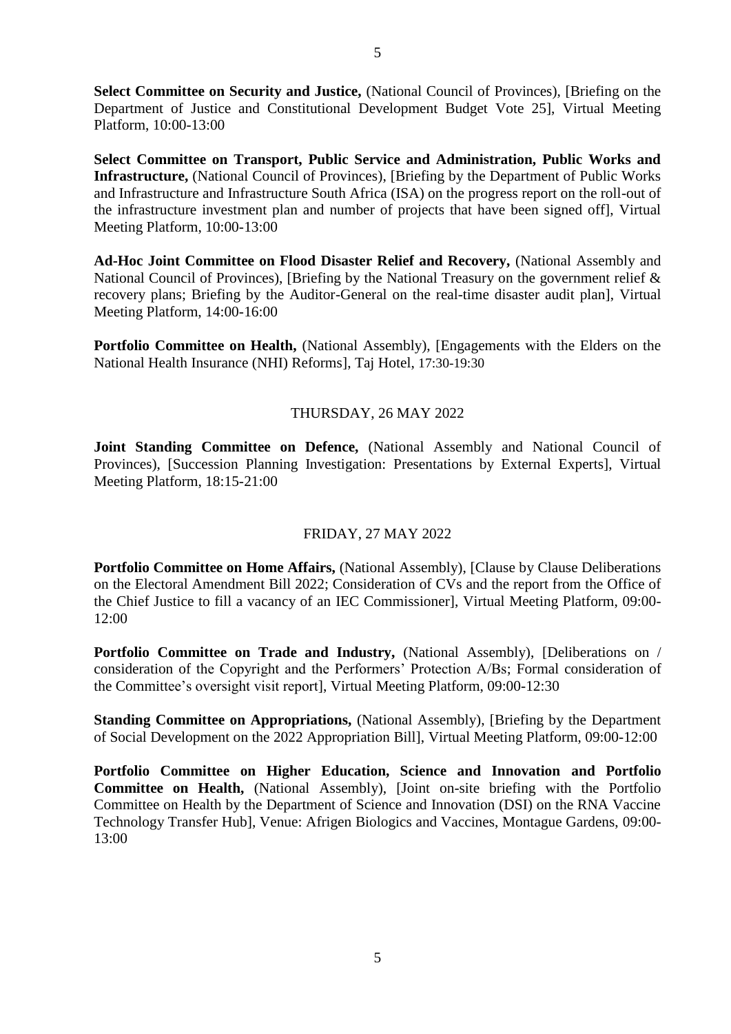**Select Committee on Security and Justice,** (National Council of Provinces), [Briefing on the Department of Justice and Constitutional Development Budget Vote 25], Virtual Meeting Platform, 10:00-13:00

**Select Committee on Transport, Public Service and Administration, Public Works and Infrastructure,** (National Council of Provinces), [Briefing by the Department of Public Works and Infrastructure and Infrastructure South Africa (ISA) on the progress report on the roll-out of the infrastructure investment plan and number of projects that have been signed off], Virtual Meeting Platform, 10:00-13:00

**Ad-Hoc Joint Committee on Flood Disaster Relief and Recovery,** (National Assembly and National Council of Provinces), [Briefing by the National Treasury on the government relief & recovery plans; Briefing by the Auditor-General on the real-time disaster audit plan], Virtual Meeting Platform, 14:00-16:00

**Portfolio Committee on Health,** (National Assembly), [Engagements with the Elders on the National Health Insurance (NHI) Reforms], Taj Hotel, 17:30-19:30

THURSDAY, 26 MAY 2022

**Joint Standing Committee on Defence,** (National Assembly and National Council of Provinces), [Succession Planning Investigation: Presentations by External Experts], Virtual Meeting Platform, 18:15-21:00

FRIDAY, 27 MAY 2022

**Portfolio Committee on Home Affairs,** (National Assembly), [Clause by Clause Deliberations on the Electoral Amendment Bill 2022; Consideration of CVs and the report from the Office of the Chief Justice to fill a vacancy of an IEC Commissioner], Virtual Meeting Platform, 09:00-12:00

**Portfolio Committee on Trade and Industry,** (National Assembly), [Deliberations on / consideration of the Copyright and the Performers' Protection A/Bs; Formal consideration of the Committee's oversight visit report], Virtual Meeting Platform, 09:00-12:30

**Standing Committee on Appropriations,** (National Assembly), [Briefing by the Department of Social Development on the 2022 Appropriation Bill], Virtual Meeting Platform, 09:00-12:00

**Portfolio Committee on Higher Education, Science and Innovation and Portfolio Committee on Health,** (National Assembly), [Joint on-site briefing with the Portfolio Committee on Health by the Department of Science and Innovation (DSI) on the RNA Vaccine Technology Transfer Hub], Venue: Afrigen Biologics and Vaccines, Montague Gardens, 09:00-13:00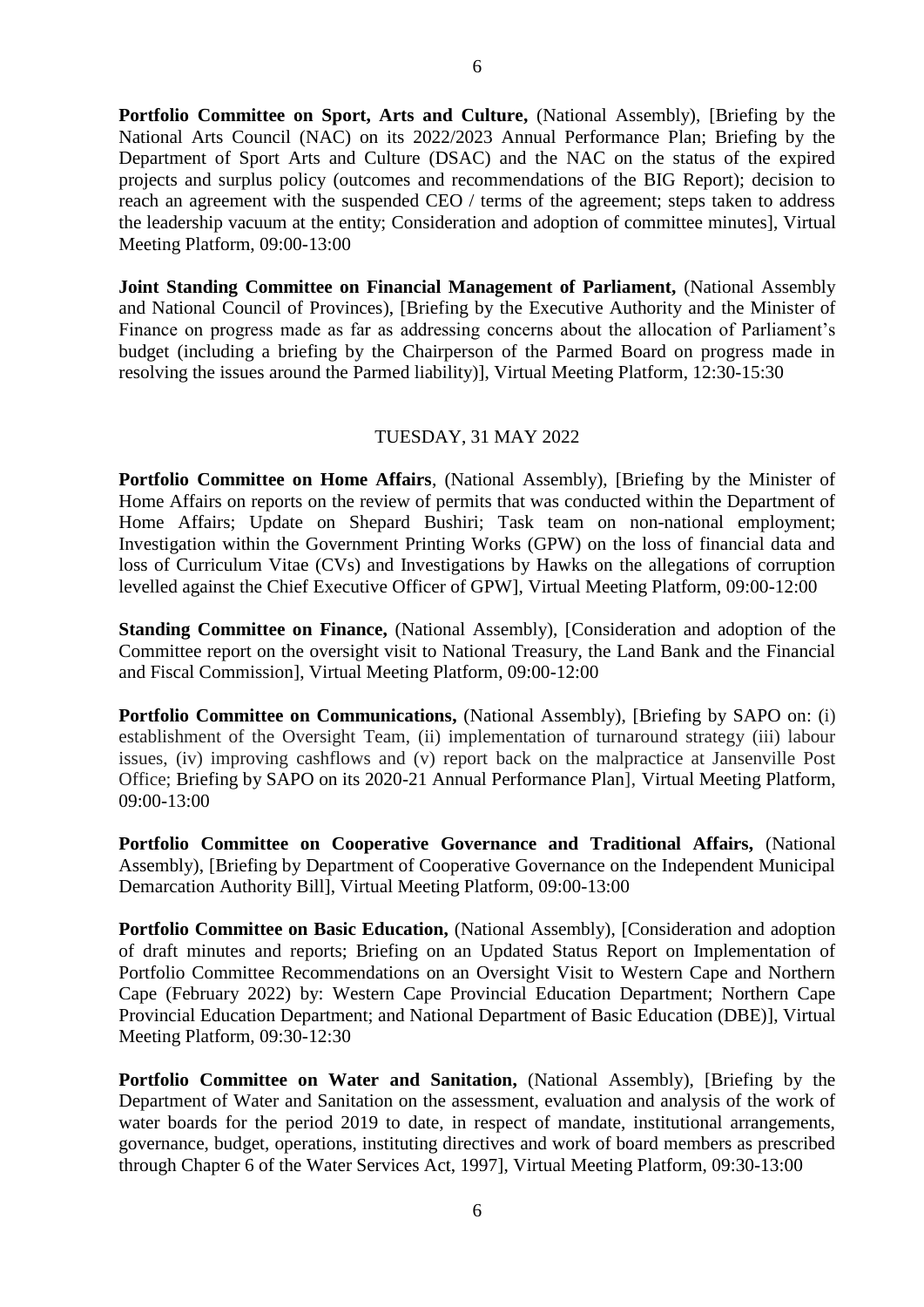**Portfolio Committee on Sport, Arts and Culture,** (National Assembly), [Briefing by the National Arts Council (NAC) on its 2022/2023 Annual Performance Plan; Briefing by the Department of Sport Arts and Culture (DSAC) and the NAC on the status of the expired projects and surplus policy (outcomes and recommendations of the BIG Report); decision to reach an agreement with the suspended CEO / terms of the agreement; steps taken to address the leadership vacuum at the entity; Consideration and adoption of committee minutes], Virtual Meeting Platform, 09:00-13:00

**Joint Standing Committee on Financial Management of Parliament,** (National Assembly and National Council of Provinces), [Briefing by the Executive Authority and the Minister of Finance on progress made as far as addressing concerns about the allocation of Parliament's budget (including a briefing by the Chairperson of the Parmed Board on progress made in resolving the issues around the Parmed liability)], Virtual Meeting Platform, 12:30-15:30

TUESDAY, 31 MAY 2022

**Portfolio Committee on Home Affairs**, (National Assembly), [Briefing by the Minister of Home Affairs on reports on the review of permits that was conducted within the Department of Home Affairs; Update on Shepard Bushiri; Task team on non-national employment; Investigation within the Government Printing Works (GPW) on the loss of financial data and loss of Curriculum Vitae (CVs) and Investigations by Hawks on the allegations of corruption levelled against the Chief Executive Officer of GPW], Virtual Meeting Platform, 09:00-12:00

**Standing Committee on Finance,** (National Assembly), [Consideration and adoption of the Committee report on the oversight visit to National Treasury, the Land Bank and the Financial and Fiscal Commission], Virtual Meeting Platform, 09:00-12:00

**Portfolio Committee on Communications,** (National Assembly), [Briefing by SAPO on: (i) establishment of the Oversight Team, (ii) implementation of turnaround strategy (iii) labour issues, (iv) improving cashflows and (v) report back on the malpractice at Jansenville Post Office; Briefing by SAPO on its 2020-21 Annual Performance Plan], Virtual Meeting Platform, 09:00-13:00

**Portfolio Committee on Cooperative Governance and Traditional Affairs,** (National Assembly), [Briefing by Department of Cooperative Governance on the Independent Municipal Demarcation Authority Bill], Virtual Meeting Platform, 09:00-13:00

**Portfolio Committee on Basic Education,** (National Assembly), [Consideration and adoption of draft minutes and reports; Briefing on an Updated Status Report on Implementation of Portfolio Committee Recommendations on an Oversight Visit to Western Cape and Northern Cape (February 2022) by: Western Cape Provincial Education Department; Northern Cape Provincial Education Department; and National Department of Basic Education (DBE)], Virtual Meeting Platform, 09:30-12:30

**Portfolio Committee on Water and Sanitation,** (National Assembly), [Briefing by the Department of Water and Sanitation on the assessment, evaluation and analysis of the work of water boards for the period 2019 to date, in respect of mandate, institutional arrangements, governance, budget, operations, instituting directives and work of board members as prescribed through Chapter 6 of the Water Services Act, 1997], Virtual Meeting Platform, 09:30-13:00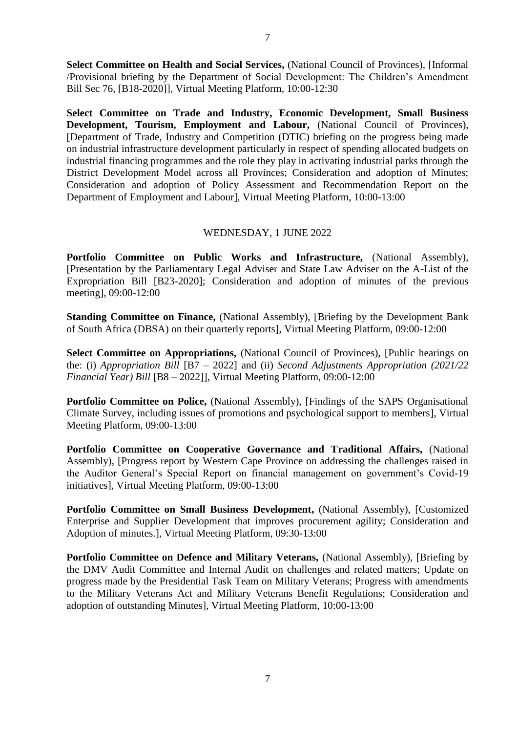**Select Committee on Health and Social Services,** (National Council of Provinces), [Informal /Provisional briefing by the Department of Social Development: The Children's Amendment Bill Sec 76, [B18-2020]], Virtual Meeting Platform, 10:00-12:30

**Select Committee on Trade and Industry, Economic Development, Small Business Development, Tourism, Employment and Labour,** (National Council of Provinces), [Department of Trade, Industry and Competition (DTIC) briefing on the progress being made on industrial infrastructure development particularly in respect of spending allocated budgets on industrial financing programmes and the role they play in activating industrial parks through the District Development Model across all Provinces; Consideration and adoption of Minutes; Consideration and adoption of Policy Assessment and Recommendation Report on the Department of Employment and Labour], Virtual Meeting Platform, 10:00-13:00

WEDNESDAY, 1 JUNE 2022

**Portfolio Committee on Public Works and Infrastructure,** (National Assembly), [Presentation by the Parliamentary Legal Adviser and State Law Adviser on the A-List of the Expropriation Bill [B23-2020]; Consideration and adoption of minutes of the previous meeting], 09:00-12:00

**Standing Committee on Finance,** (National Assembly), [Briefing by the Development Bank of South Africa (DBSA) on their quarterly reports], Virtual Meeting Platform, 09:00-12:00

**Select Committee on Appropriations,** (National Council of Provinces), [Public hearings on the: (i) *Appropriation Bill* [B7 – 2022] and (ii) *Second Adjustments Appropriation (2021/22 Financial Year) Bill* [B8 – 2022]], Virtual Meeting Platform, 09:00-12:00

**Portfolio Committee on Police,** (National Assembly), [Findings of the SAPS Organisational Climate Survey, including issues of promotions and psychological support to members], Virtual Meeting Platform, 09:00-13:00

**Portfolio Committee on Cooperative Governance and Traditional Affairs,** (National Assembly), [Progress report by Western Cape Province on addressing the challenges raised in the Auditor General's Special Report on financial management on government's Covid-19 initiatives], Virtual Meeting Platform, 09:00-13:00

**Portfolio Committee on Small Business Development,** (National Assembly), [Customized Enterprise and Supplier Development that improves procurement agility; Consideration and Adoption of minutes.], Virtual Meeting Platform, 09:30-13:00

**Portfolio Committee on Defence and Military Veterans,** (National Assembly), [Briefing by the DMV Audit Committee and Internal Audit on challenges and related matters; Update on progress made by the Presidential Task Team on Military Veterans; Progress with amendments to the Military Veterans Act and Military Veterans Benefit Regulations; Consideration and adoption of outstanding Minutes], Virtual Meeting Platform, 10:00-13:00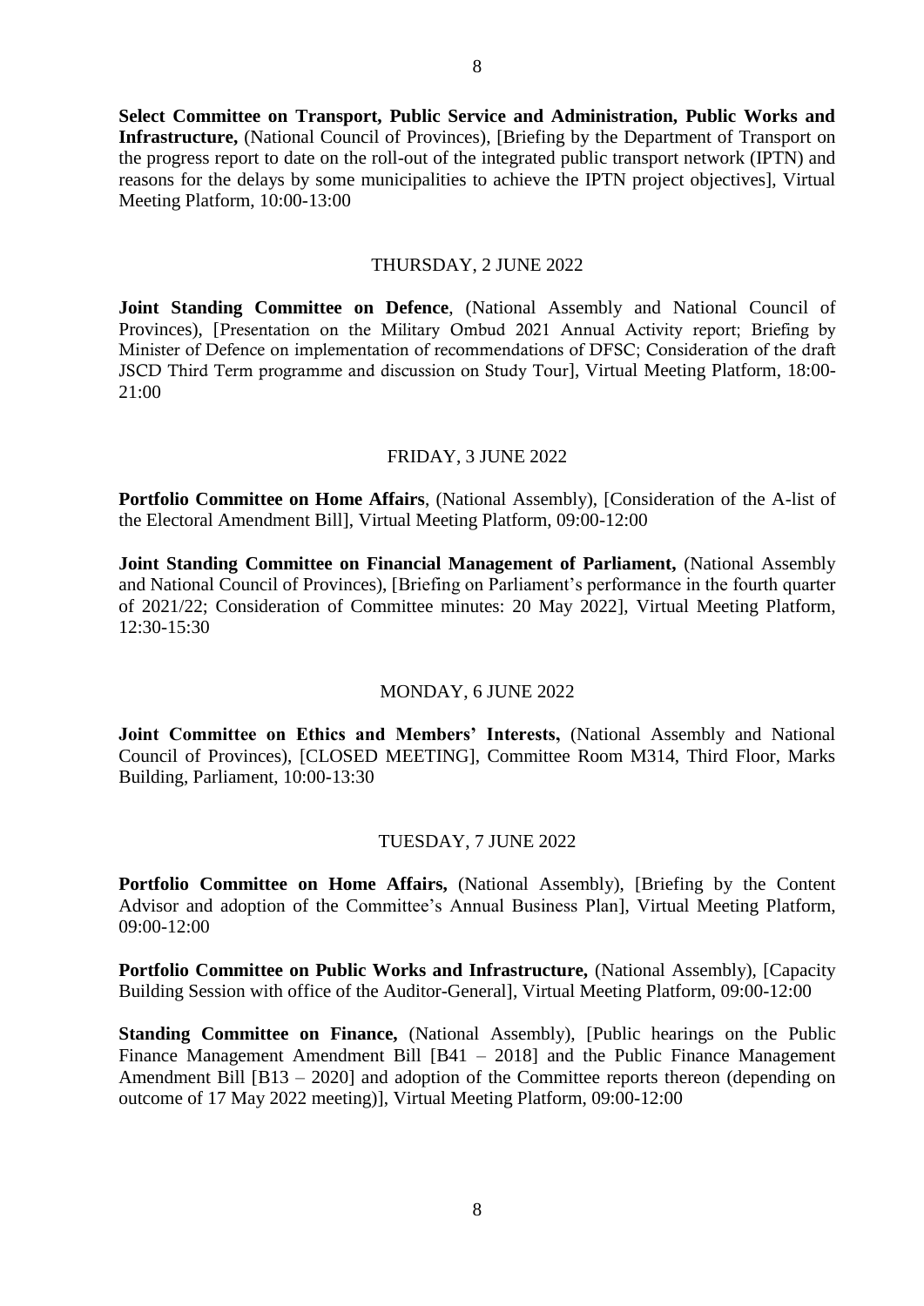**Select Committee on Transport, Public Service and Administration, Public Works and Infrastructure,** (National Council of Provinces), [Briefing by the Department of Transport on the progress report to date on the roll-out of the integrated public transport network (IPTN) and reasons for the delays by some municipalities to achieve the IPTN project objectives], Virtual Meeting Platform, 10:00-13:00

THURSDAY, 2 JUNE 2022

**Joint Standing Committee on Defence**, (National Assembly and National Council of Provinces), [Presentation on the Military Ombud 2021 Annual Activity report; Briefing by Minister of Defence on implementation of recommendations of DFSC; Consideration of the draft JSCD Third Term programme and discussion on Study Tour], Virtual Meeting Platform, 18:00-21:00

FRIDAY, 3 JUNE 2022

**Portfolio Committee on Home Affairs**, (National Assembly), [Consideration of the A-list of the Electoral Amendment Bill], Virtual Meeting Platform, 09:00-12:00

**Joint Standing Committee on Financial Management of Parliament,** (National Assembly and National Council of Provinces), [Briefing on Parliament's performance in the fourth quarter of 2021/22; Consideration of Committee minutes: 20 May 2022], Virtual Meeting Platform, 12:30-15:30

MONDAY, 6 JUNE 2022

**Joint Committee on Ethics and Members' Interests,** (National Assembly and National Council of Provinces), [CLOSED MEETING], Committee Room M314, Third Floor, Marks Building, Parliament, 10:00-13:30

TUESDAY, 7 JUNE 2022

**Portfolio Committee on Home Affairs,** (National Assembly), [Briefing by the Content Advisor and adoption of the Committee's Annual Business Plan], Virtual Meeting Platform, 09:00-12:00

**Portfolio Committee on Public Works and Infrastructure,** (National Assembly), [Capacity Building Session with office of the Auditor-General], Virtual Meeting Platform, 09:00-12:00

**Standing Committee on Finance,** (National Assembly), [Public hearings on the Public Finance Management Amendment Bill [B41 – 2018] and the Public Finance Management Amendment Bill [B13 – 2020] and adoption of the Committee reports thereon (depending on outcome of 17 May 2022 meeting)], Virtual Meeting Platform, 09:00-12:00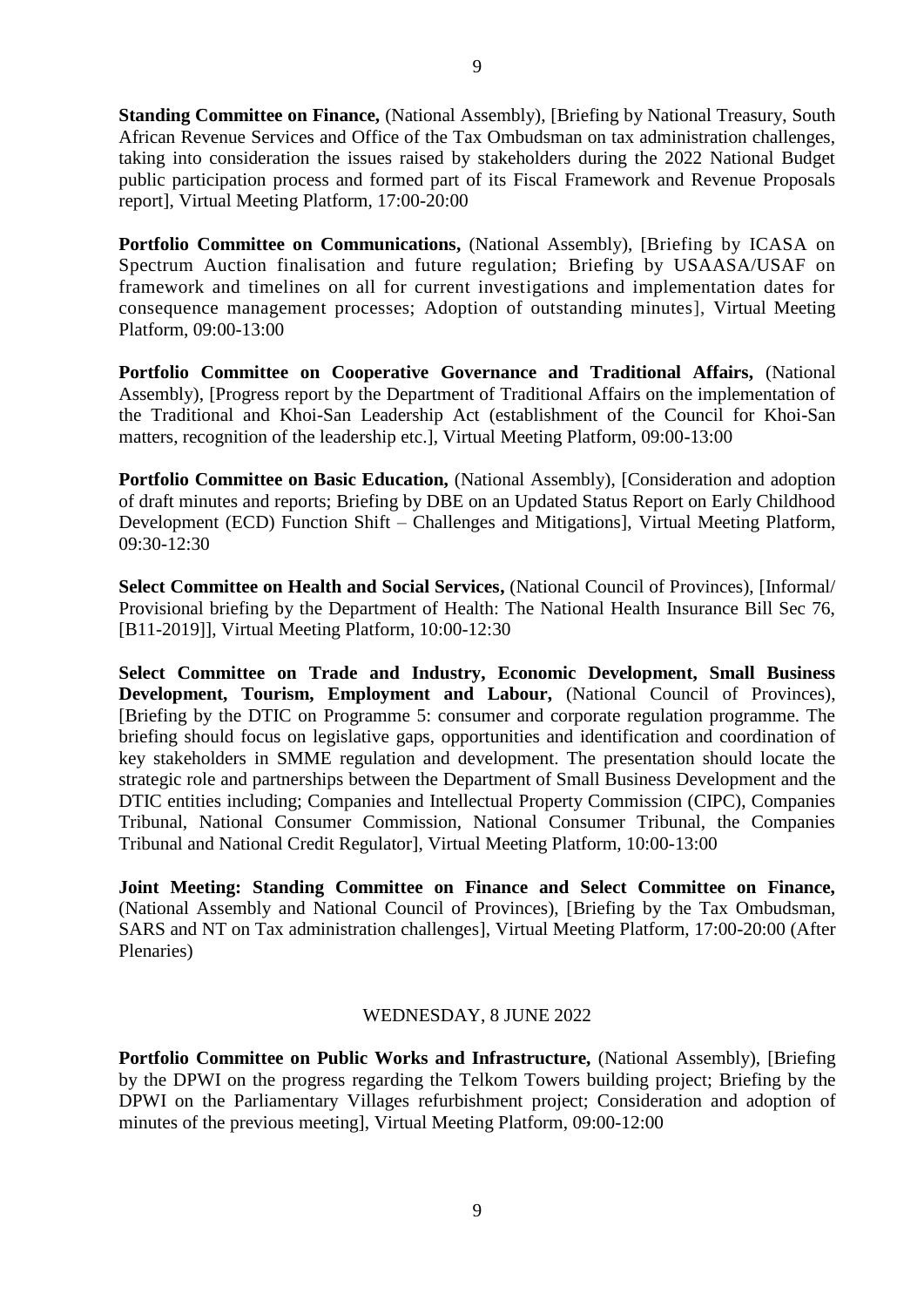**Standing Committee on Finance,** (National Assembly), [Briefing by National Treasury, South African Revenue Services and Office of the Tax Ombudsman on tax administration challenges, taking into consideration the issues raised by stakeholders during the 2022 National Budget public participation process and formed part of its Fiscal Framework and Revenue Proposals report], Virtual Meeting Platform, 17:00-20:00

**Portfolio Committee on Communications,** (National Assembly), [Briefing by ICASA on Spectrum Auction finalisation and future regulation; Briefing by USAASA/USAF on framework and timelines on all for current investigations and implementation dates for consequence management processes; Adoption of outstanding minutes], Virtual Meeting Platform, 09:00-13:00

**Portfolio Committee on Cooperative Governance and Traditional Affairs,** (National Assembly), [Progress report by the Department of Traditional Affairs on the implementation of the Traditional and Khoi-San Leadership Act (establishment of the Council for Khoi-San matters, recognition of the leadership etc.], Virtual Meeting Platform, 09:00-13:00

**Portfolio Committee on Basic Education,** (National Assembly), [Consideration and adoption of draft minutes and reports; Briefing by DBE on an Updated Status Report on Early Childhood Development (ECD) Function Shift – Challenges and Mitigations], Virtual Meeting Platform, 09:30-12:30

**Select Committee on Health and Social Services,** (National Council of Provinces), [Informal/ Provisional briefing by the Department of Health: The National Health Insurance Bill Sec 76, [B11-2019]], Virtual Meeting Platform, 10:00-12:30

**Select Committee on Trade and Industry, Economic Development, Small Business Development, Tourism, Employment and Labour,** (National Council of Provinces), [Briefing by the DTIC on Programme 5: consumer and corporate regulation programme. The briefing should focus on legislative gaps, opportunities and identification and coordination of key stakeholders in SMME regulation and development. The presentation should locate the strategic role and partnerships between the Department of Small Business Development and the DTIC entities including; Companies and Intellectual Property Commission (CIPC), Companies Tribunal, National Consumer Commission, National Consumer Tribunal, the Companies Tribunal and National Credit Regulator], Virtual Meeting Platform, 10:00-13:00

**Joint Meeting: Standing Committee on Finance and Select Committee on Finance,** (National Assembly and National Council of Provinces), [Briefing by the Tax Ombudsman, SARS and NT on Tax administration challenges], Virtual Meeting Platform, 17:00-20:00 (After Plenaries)

WEDNESDAY, 8 JUNE 2022

**Portfolio Committee on Public Works and Infrastructure,** (National Assembly), [Briefing by the DPWI on the progress regarding the Telkom Towers building project; Briefing by the DPWI on the Parliamentary Villages refurbishment project; Consideration and adoption of minutes of the previous meeting], Virtual Meeting Platform, 09:00-12:00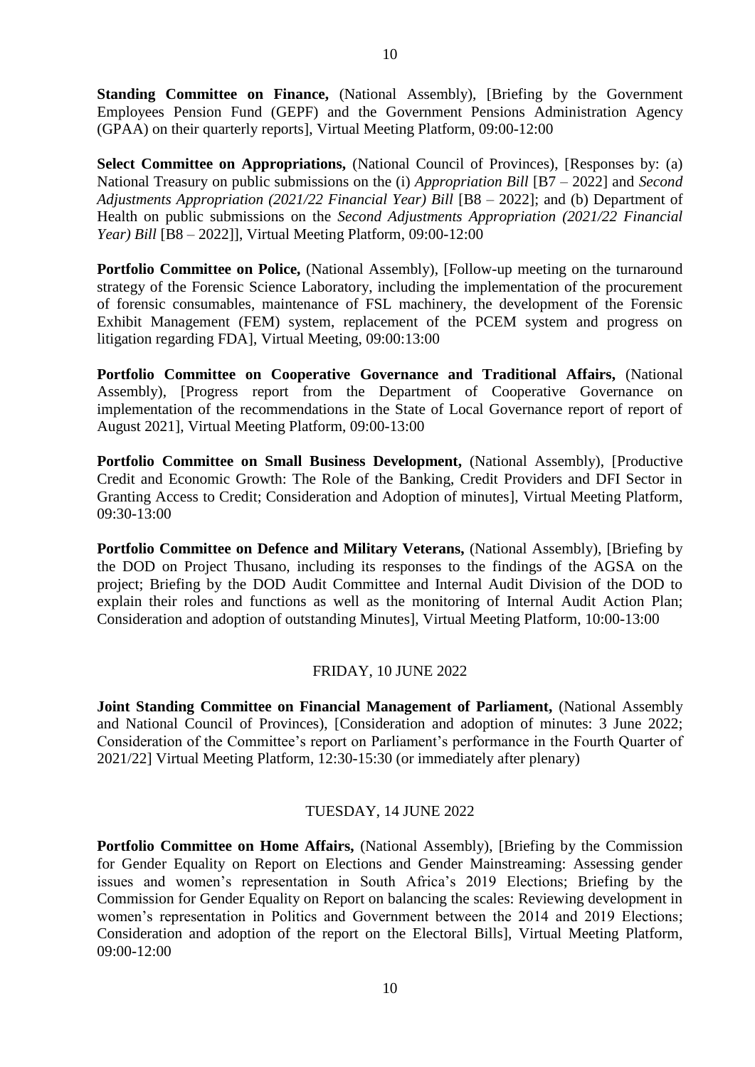**Standing Committee on Finance,** (National Assembly), [Briefing by the Government Employees Pension Fund (GEPF) and the Government Pensions Administration Agency (GPAA) on their quarterly reports], Virtual Meeting Platform, 09:00-12:00

**Select Committee on Appropriations,** (National Council of Provinces), [Responses by: (a) National Treasury on public submissions on the (i) *Appropriation Bill* [B7 – 2022] and *Second Adjustments Appropriation (2021/22 Financial Year) Bill* [B8 – 2022]; and (b) Department of Health on public submissions on the *Second Adjustments Appropriation (2021/22 Financial Year) Bill* [B8 – 2022]], Virtual Meeting Platform, 09:00-12:00

**Portfolio Committee on Police,** (National Assembly), [Follow-up meeting on the turnaround strategy of the Forensic Science Laboratory, including the implementation of the procurement of forensic consumables, maintenance of FSL machinery, the development of the Forensic Exhibit Management (FEM) system, replacement of the PCEM system and progress on litigation regarding FDA], Virtual Meeting, 09:00:13:00

**Portfolio Committee on Cooperative Governance and Traditional Affairs,** (National Assembly), [Progress report from the Department of Cooperative Governance on implementation of the recommendations in the State of Local Governance report of report of August 2021], Virtual Meeting Platform, 09:00-13:00

**Portfolio Committee on Small Business Development,** (National Assembly), [Productive Credit and Economic Growth: The Role of the Banking, Credit Providers and DFI Sector in Granting Access to Credit; Consideration and Adoption of minutes], Virtual Meeting Platform, 09:30-13:00

**Portfolio Committee on Defence and Military Veterans,** (National Assembly), [Briefing by the DOD on Project Thusano, including its responses to the findings of the AGSA on the project; Briefing by the DOD Audit Committee and Internal Audit Division of the DOD to explain their roles and functions as well as the monitoring of Internal Audit Action Plan; Consideration and adoption of outstanding Minutes], Virtual Meeting Platform, 10:00-13:00

FRIDAY, 10 JUNE 2022

**Joint Standing Committee on Financial Management of Parliament,** (National Assembly and National Council of Provinces), [Consideration and adoption of minutes: 3 June 2022; Consideration of the Committee's report on Parliament's performance in the Fourth Quarter of 2021/22] Virtual Meeting Platform, 12:30-15:30 (or immediately after plenary)

TUESDAY, 14 JUNE 2022

**Portfolio Committee on Home Affairs,** (National Assembly), [Briefing by the Commission for Gender Equality on Report on Elections and Gender Mainstreaming: Assessing gender issues and women's representation in South Africa's 2019 Elections; Briefing by the Commission for Gender Equality on Report on balancing the scales: Reviewing development in women's representation in Politics and Government between the 2014 and 2019 Elections; Consideration and adoption of the report on the Electoral Bills], Virtual Meeting Platform, 09:00-12:00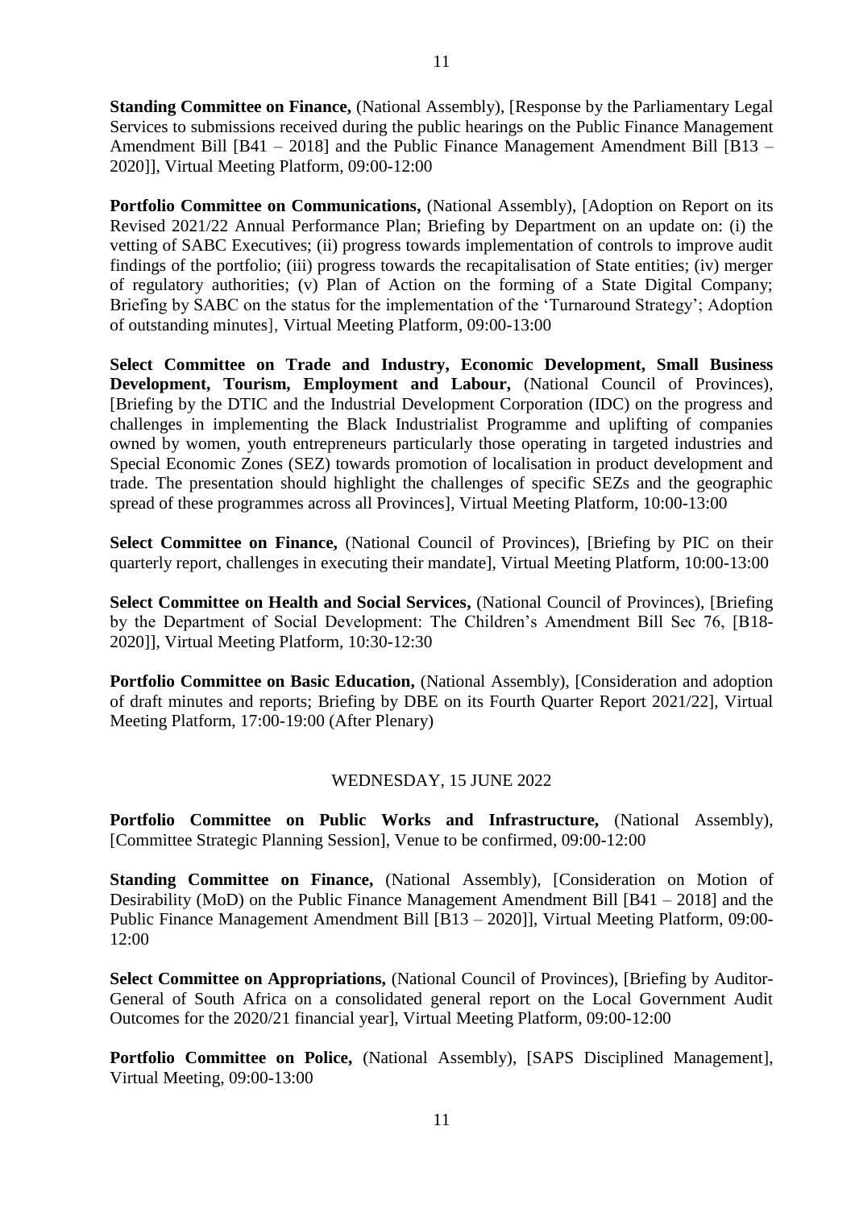**Standing Committee on Finance,** (National Assembly), [Response by the Parliamentary Legal Services to submissions received during the public hearings on the Public Finance Management Amendment Bill [B41 – 2018] and the Public Finance Management Amendment Bill [B13 – 2020]], Virtual Meeting Platform, 09:00-12:00

**Portfolio Committee on Communications,** (National Assembly), [Adoption on Report on its Revised 2021/22 Annual Performance Plan; Briefing by Department on an update on: (i) the vetting of SABC Executives; (ii) progress towards implementation of controls to improve audit findings of the portfolio; (iii) progress towards the recapitalisation of State entities; (iv) merger of regulatory authorities; (v) Plan of Action on the forming of a State Digital Company; Briefing by SABC on the status for the implementation of the 'Turnaround Strategy'; Adoption of outstanding minutes], Virtual Meeting Platform, 09:00-13:00

**Select Committee on Trade and Industry, Economic Development, Small Business Development, Tourism, Employment and Labour,** (National Council of Provinces), [Briefing by the DTIC and the Industrial Development Corporation (IDC) on the progress and challenges in implementing the Black Industrialist Programme and uplifting of companies owned by women, youth entrepreneurs particularly those operating in targeted industries and Special Economic Zones (SEZ) towards promotion of localisation in product development and trade. The presentation should highlight the challenges of specific SEZs and the geographic spread of these programmes across all Provinces], Virtual Meeting Platform, 10:00-13:00

**Select Committee on Finance,** (National Council of Provinces), [Briefing by PIC on their quarterly report, challenges in executing their mandate], Virtual Meeting Platform, 10:00-13:00

**Select Committee on Health and Social Services,** (National Council of Provinces), [Briefing by the Department of Social Development: The Children's Amendment Bill Sec 76, [B18-2020]], Virtual Meeting Platform, 10:30-12:30

**Portfolio Committee on Basic Education,** (National Assembly), [Consideration and adoption of draft minutes and reports; Briefing by DBE on its Fourth Quarter Report 2021/22], Virtual Meeting Platform, 17:00-19:00 (After Plenary)

WEDNESDAY, 15 JUNE 2022

**Portfolio Committee on Public Works and Infrastructure,** (National Assembly), [Committee Strategic Planning Session], Venue to be confirmed, 09:00-12:00

**Standing Committee on Finance,** (National Assembly), [Consideration on Motion of Desirability (MoD) on the Public Finance Management Amendment Bill [B41 – 2018] and the Public Finance Management Amendment Bill [B13 – 2020]], Virtual Meeting Platform, 09:00-12:00

**Select Committee on Appropriations,** (National Council of Provinces), [Briefing by Auditor-General of South Africa on a consolidated general report on the Local Government Audit Outcomes for the 2020/21 financial year], Virtual Meeting Platform, 09:00-12:00

**Portfolio Committee on Police,** (National Assembly), [SAPS Disciplined Management], Virtual Meeting, 09:00-13:00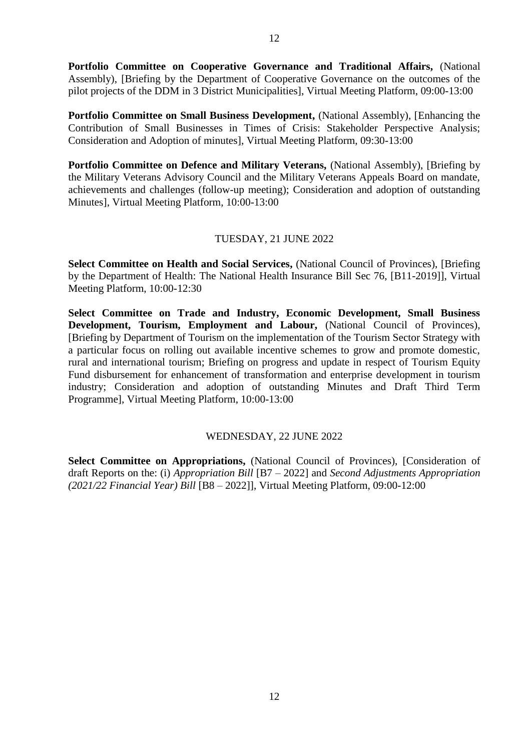**Portfolio Committee on Cooperative Governance and Traditional Affairs,** (National Assembly), [Briefing by the Department of Cooperative Governance on the outcomes of the pilot projects of the DDM in 3 District Municipalities], Virtual Meeting Platform, 09:00-13:00

**Portfolio Committee on Small Business Development,** (National Assembly), [Enhancing the Contribution of Small Businesses in Times of Crisis: Stakeholder Perspective Analysis; Consideration and Adoption of minutes], Virtual Meeting Platform, 09:30-13:00

**Portfolio Committee on Defence and Military Veterans,** (National Assembly), [Briefing by the Military Veterans Advisory Council and the Military Veterans Appeals Board on mandate, achievements and challenges (follow-up meeting); Consideration and adoption of outstanding Minutes], Virtual Meeting Platform, 10:00-13:00

TUESDAY, 21 JUNE 2022

**Select Committee on Health and Social Services,** (National Council of Provinces), [Briefing by the Department of Health: The National Health Insurance Bill Sec 76, [B11-2019]], Virtual Meeting Platform, 10:00-12:30

**Select Committee on Trade and Industry, Economic Development, Small Business Development, Tourism, Employment and Labour,** (National Council of Provinces), [Briefing by Department of Tourism on the implementation of the Tourism Sector Strategy with a particular focus on rolling out available incentive schemes to grow and promote domestic, rural and international tourism; Briefing on progress and update in respect of Tourism Equity Fund disbursement for enhancement of transformation and enterprise development in tourism industry; Consideration and adoption of outstanding Minutes and Draft Third Term Programme], Virtual Meeting Platform, 10:00-13:00

WEDNESDAY, 22 JUNE 2022

**Select Committee on Appropriations,** (National Council of Provinces), [Consideration of draft Reports on the: (i) *Appropriation Bill* [B7 – 2022] and *Second Adjustments Appropriation (2021/22 Financial Year) Bill* [B8 – 2022]], Virtual Meeting Platform, 09:00-12:00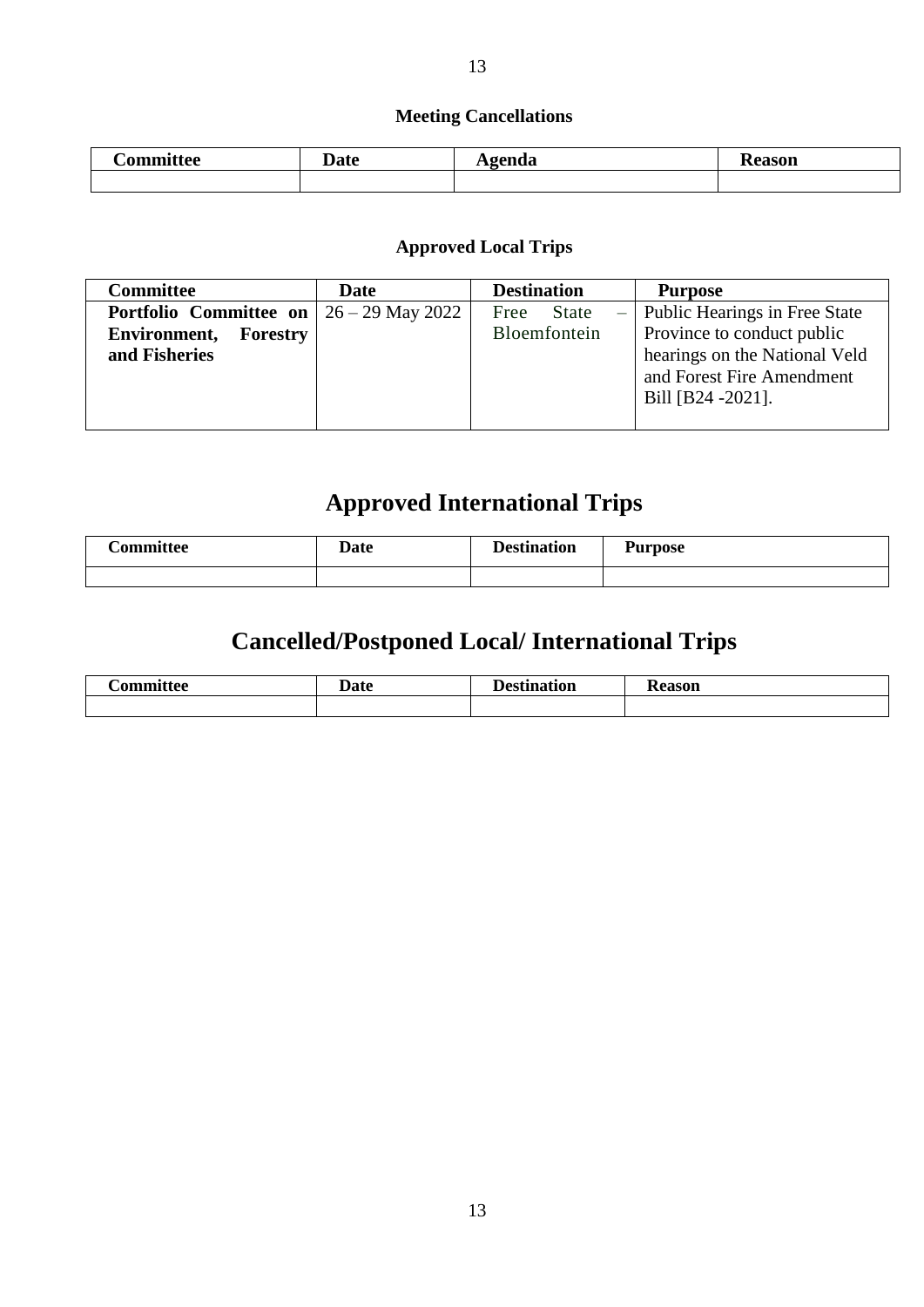**Meeting Cancellations**

| Committee | Date | Agenda | Reason |
| --- | --- | --- | --- |
| | | | |

**Approved Local Trips**

| Committee | Date | Destination | Purpose |
| --- | --- | --- | --- |
| **Portfolio Committee on Environment, Forestry and Fisheries** | 26 – 29 May 2022 | Free State – Bloemfontein | Public Hearings in Free State Province to conduct public hearings on the National Veld and Forest Fire Amendment Bill [B24 -2021]. |

# Approved International Trips

| Committee | Date | Destination | Purpose |
| --- | --- | --- | --- |
| | | | |

# Cancelled/Postponed Local/ International Trips

| Committee | Date | Destination | Reason |
| --- | --- | --- | --- |
| | | | |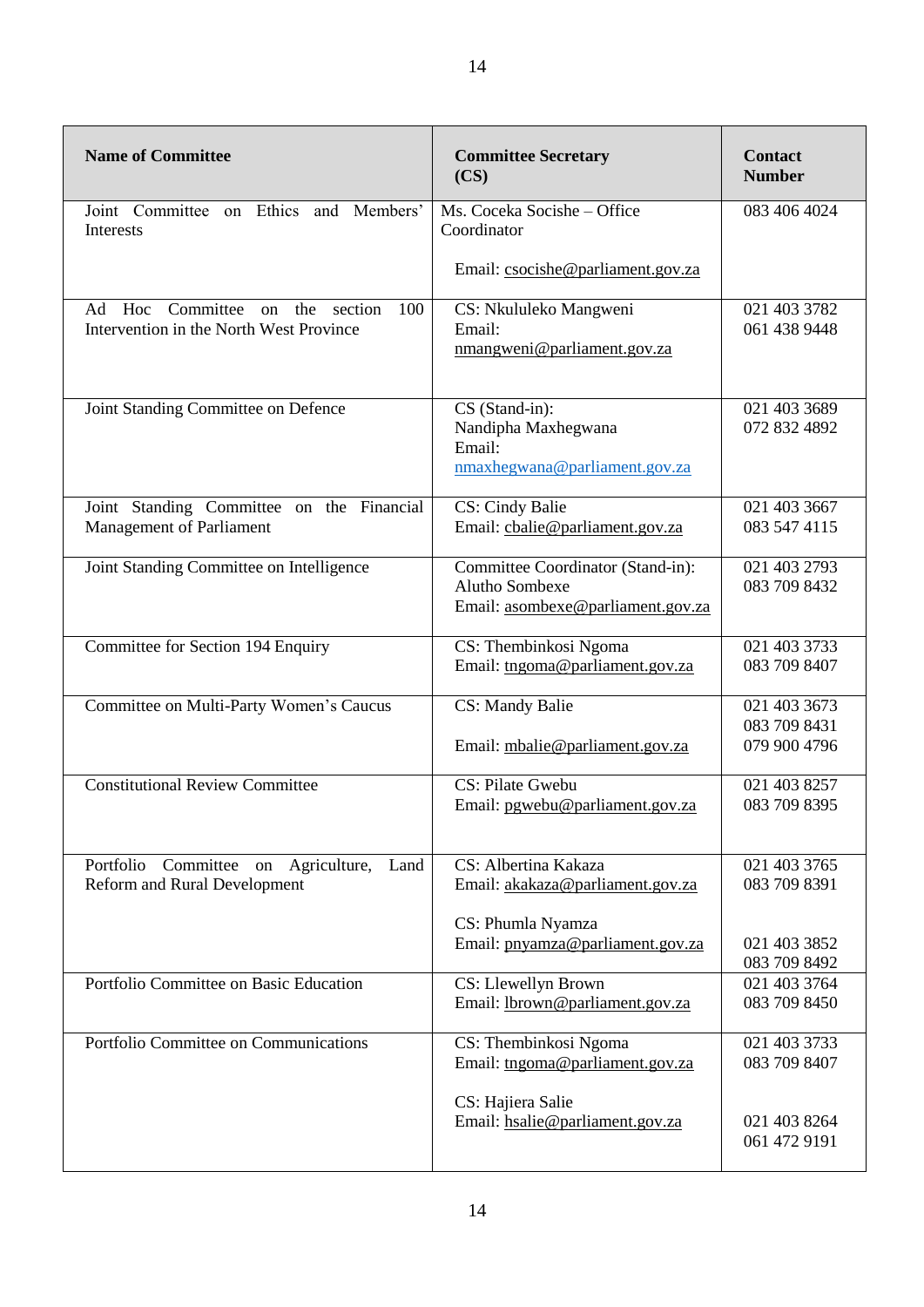| Name of Committee | Committee Secretary (CS) | Contact Number |
|---|---|---|
| Joint Committee on Ethics and Members' Interests | Ms. Coceka Socishe – Office Coordinator<br><br>Email: csocishe@parliament.gov.za | 083 406 4024 |
| Ad Hoc Committee on the section 100 Intervention in the North West Province | CS: Nkululeko Mangweni<br>Email:<br>nmangweni@parliament.gov.za | 021 403 3782<br>061 438 9448 |
| Joint Standing Committee on Defence | CS (Stand-in):<br>Nandipha Maxhegwana<br>Email:<br>nmaxhegwana@parliament.gov.za | 021 403 3689<br>072 832 4892 |
| Joint Standing Committee on the Financial Management of Parliament | CS: Cindy Balie<br>Email: cbalie@parliament.gov.za | 021 403 3667<br>083 547 4115 |
| Joint Standing Committee on Intelligence | Committee Coordinator (Stand-in):<br>Alutho Sombexe<br>Email: asombexe@parliament.gov.za | 021 403 2793<br>083 709 8432 |
| Committee for Section 194 Enquiry | CS: Thembinkosi Ngoma<br>Email: tngoma@parliament.gov.za | 021 403 3733<br>083 709 8407 |
| Committee on Multi-Party Women's Caucus | CS: Mandy Balie<br><br>Email: mbalie@parliament.gov.za | 021 403 3673<br>083 709 8431<br>079 900 4796 |
| Constitutional Review Committee | CS: Pilate Gwebu<br>Email: pgwebu@parliament.gov.za | 021 403 8257<br>083 709 8395 |
| Portfolio Committee on Agriculture, Land Reform and Rural Development | CS: Albertina Kakaza<br>Email: akakaza@parliament.gov.za<br><br>CS: Phumla Nyamza<br>Email: pnyamza@parliament.gov.za | 021 403 3765<br>083 709 8391<br><br>021 403 3852<br>083 709 8492 |
| Portfolio Committee on Basic Education | CS: Llewellyn Brown<br>Email: lbrown@parliament.gov.za | 021 403 3764<br>083 709 8450 |
| Portfolio Committee on Communications | CS: Thembinkosi Ngoma<br>Email: tngoma@parliament.gov.za<br><br>CS: Hajiera Salie<br>Email: hsalie@parliament.gov.za | 021 403 3733<br>083 709 8407<br><br>021 403 8264<br>061 472 9191 |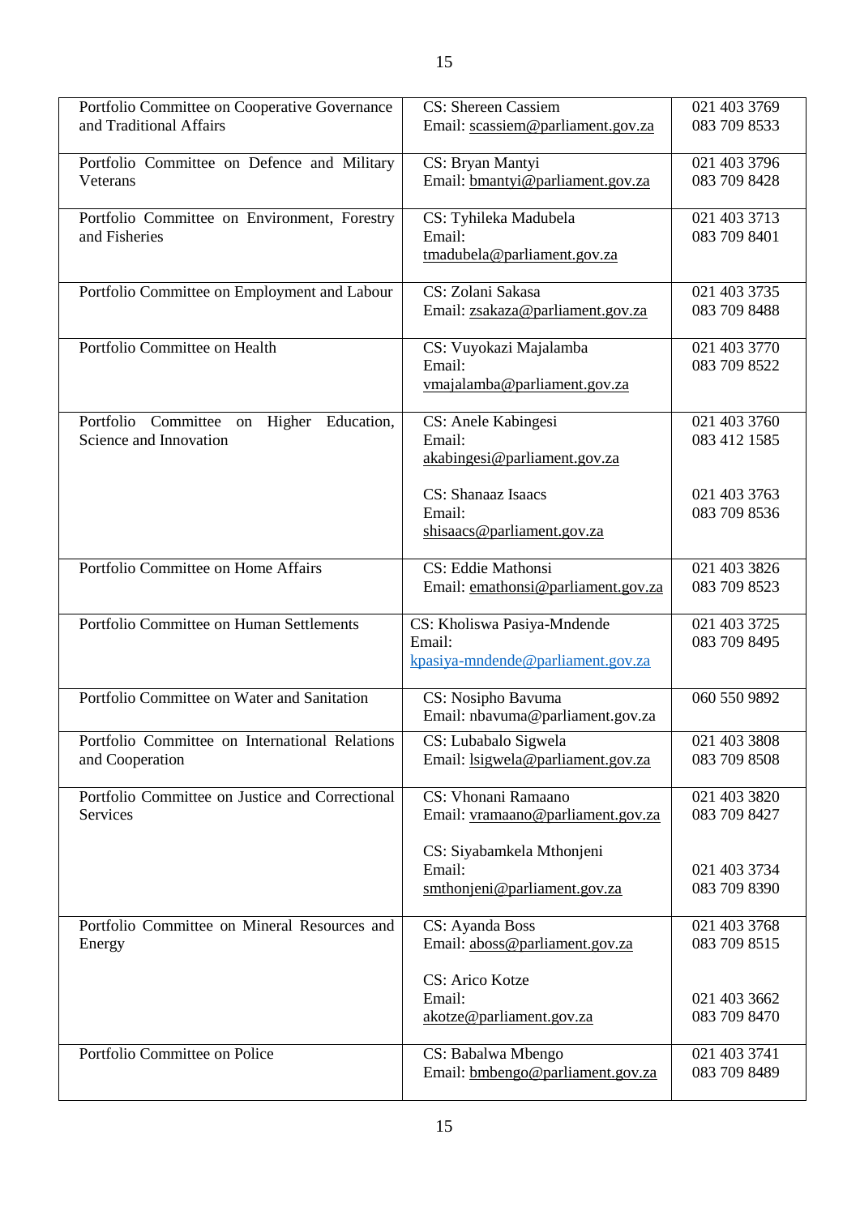| | | |
|---|---|---|
| Portfolio Committee on Cooperative Governance and Traditional Affairs | CS: Shereen Cassiem<br>Email: scassiem@parliament.gov.za | 021 403 3769<br>083 709 8533 |
| Portfolio Committee on Defence and Military Veterans | CS: Bryan Mantyi<br>Email: bmantyi@parliament.gov.za | 021 403 3796<br>083 709 8428 |
| Portfolio Committee on Environment, Forestry and Fisheries | CS: Tyhileka Madubela<br>Email: tmadubela@parliament.gov.za | 021 403 3713<br>083 709 8401 |
| Portfolio Committee on Employment and Labour | CS: Zolani Sakasa<br>Email: zsakaza@parliament.gov.za | 021 403 3735<br>083 709 8488 |
| Portfolio Committee on Health | CS: Vuyokazi Majalamba<br>Email: vmajalamba@parliament.gov.za | 021 403 3770<br>083 709 8522 |
| Portfolio Committee on Higher Education, Science and Innovation | CS: Anele Kabingesi<br>Email: akabingesi@parliament.gov.za<br><br>CS: Shanaaz Isaacs<br>Email: shisaacs@parliament.gov.za | 021 403 3760<br>083 412 1585<br><br>021 403 3763<br>083 709 8536 |
| Portfolio Committee on Home Affairs | CS: Eddie Mathonsi<br>Email: emathonsi@parliament.gov.za | 021 403 3826<br>083 709 8523 |
| Portfolio Committee on Human Settlements | CS: Kholiswa Pasiya-Mndende<br>Email: kpasiya-mndende@parliament.gov.za | 021 403 3725<br>083 709 8495 |
| Portfolio Committee on Water and Sanitation | CS: Nosipho Bavuma<br>Email: nbavuma@parliament.gov.za | 060 550 9892 |
| Portfolio Committee on International Relations and Cooperation | CS: Lubabalo Sigwela<br>Email: lsigwela@parliament.gov.za | 021 403 3808<br>083 709 8508 |
| Portfolio Committee on Justice and Correctional Services | CS: Vhonani Ramaano<br>Email: vramaano@parliament.gov.za<br><br>CS: Siyabamkela Mthonjeni<br>Email: smthonjeni@parliament.gov.za | 021 403 3820<br>083 709 8427<br><br>021 403 3734<br>083 709 8390 |
| Portfolio Committee on Mineral Resources and Energy | CS: Ayanda Boss<br>Email: aboss@parliament.gov.za<br><br>CS: Arico Kotze<br>Email: akotze@parliament.gov.za | 021 403 3768<br>083 709 8515<br><br>021 403 3662<br>083 709 8470 |
| Portfolio Committee on Police | CS: Babalwa Mbengo<br>Email: bmbengo@parliament.gov.za | 021 403 3741<br>083 709 8489 |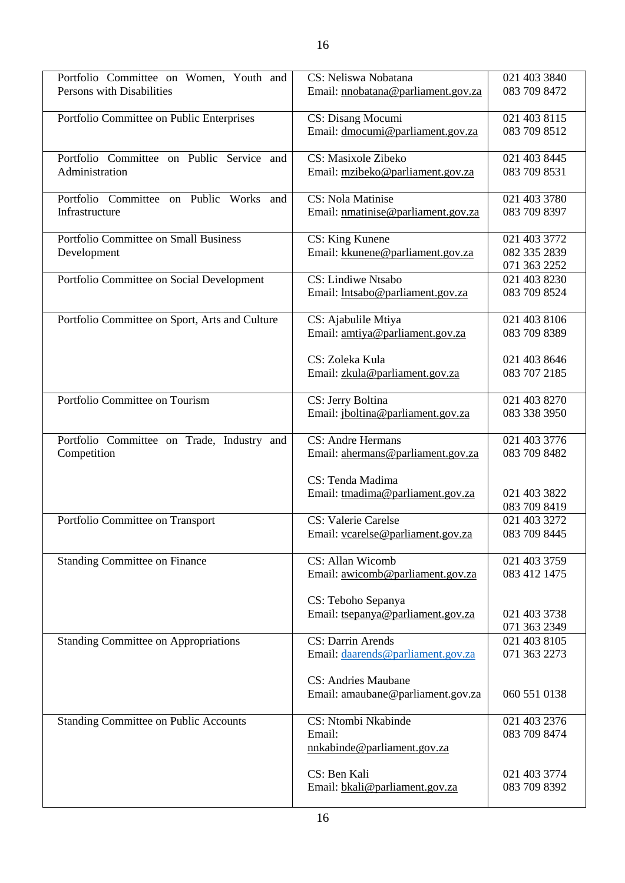| | | |
|---|---|---|
| Portfolio Committee on Women, Youth and Persons with Disabilities | CS: Neliswa Nobatana<br>Email: nnobatana@parliament.gov.za | 021 403 3840<br>083 709 8472 |
| Portfolio Committee on Public Enterprises | CS: Disang Mocumi<br>Email: dmocumi@parliament.gov.za | 021 403 8115<br>083 709 8512 |
| Portfolio Committee on Public Service and Administration | CS: Masixole Zibeko<br>Email: mzibeko@parliament.gov.za | 021 403 8445<br>083 709 8531 |
| Portfolio Committee on Public Works and Infrastructure | CS: Nola Matinise<br>Email: nmatinise@parliament.gov.za | 021 403 3780<br>083 709 8397 |
| Portfolio Committee on Small Business Development | CS: King Kunene<br>Email: kkunene@parliament.gov.za | 021 403 3772<br>082 335 2839<br>071 363 2252 |
| Portfolio Committee on Social Development | CS: Lindiwe Ntsabo<br>Email: lntsabo@parliament.gov.za | 021 403 8230<br>083 709 8524 |
| Portfolio Committee on Sport, Arts and Culture | CS: Ajabulile Mtiya<br>Email: amtiya@parliament.gov.za<br><br>CS: Zoleka Kula<br>Email: zkula@parliament.gov.za | 021 403 8106<br>083 709 8389<br><br>021 403 8646<br>083 707 2185 |
| Portfolio Committee on Tourism | CS: Jerry Boltina<br>Email: jboltina@parliament.gov.za | 021 403 8270<br>083 338 3950 |
| Portfolio Committee on Trade, Industry and Competition | CS: Andre Hermans<br>Email: ahermans@parliament.gov.za<br><br>CS: Tenda Madima<br>Email: tmadima@parliament.gov.za | 021 403 3776<br>083 709 8482<br><br>021 403 3822<br>083 709 8419 |
| Portfolio Committee on Transport | CS: Valerie Carelse<br>Email: vcarelse@parliament.gov.za | 021 403 3272<br>083 709 8445 |
| Standing Committee on Finance | CS: Allan Wicomb<br>Email: awicomb@parliament.gov.za<br><br>CS: Teboho Sepanya<br>Email: tsepanya@parliament.gov.za | 021 403 3759<br>083 412 1475<br><br>021 403 3738<br>071 363 2349 |
| Standing Committee on Appropriations | CS: Darrin Arends<br>Email: daarends@parliament.gov.za<br><br>CS: Andries Maubane<br>Email: amaubane@parliament.gov.za | 021 403 8105<br>071 363 2273<br><br>060 551 0138 |
| Standing Committee on Public Accounts | CS: Ntombi Nkabinde<br>Email: nnkabinde@parliament.gov.za<br><br>CS: Ben Kali<br>Email: bkali@parliament.gov.za | 021 403 2376<br>083 709 8474<br><br>021 403 3774<br>083 709 8392 |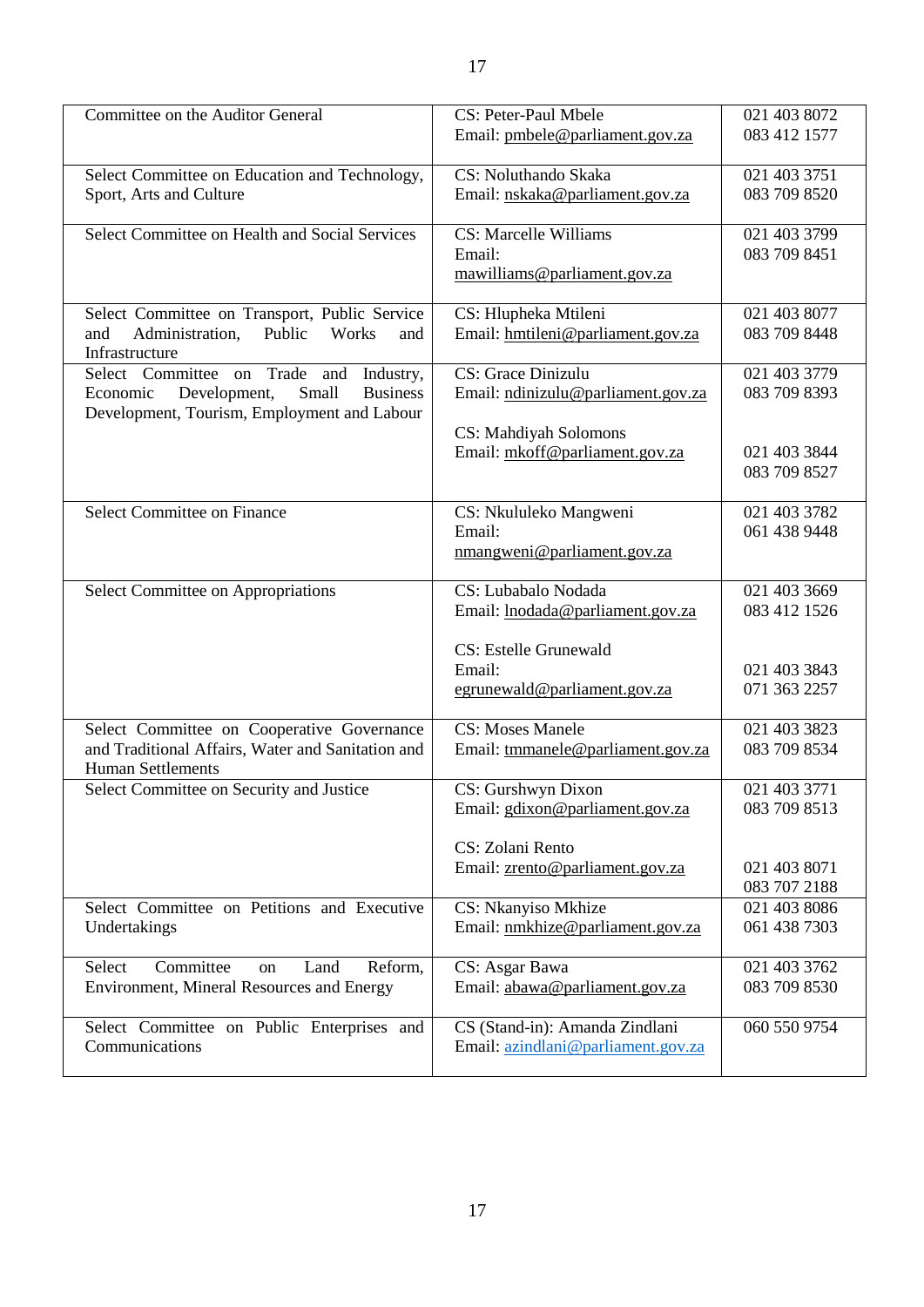| | | |
|---|---|---|
| Committee on the Auditor General | CS: Peter-Paul Mbele<br>Email: pmbele@parliament.gov.za | 021 403 8072<br>083 412 1577 |
| Select Committee on Education and Technology, Sport, Arts and Culture | CS: Noluthando Skaka<br>Email: nskaka@parliament.gov.za | 021 403 3751<br>083 709 8520 |
| Select Committee on Health and Social Services | CS: Marcelle Williams<br>Email: mawilliams@parliament.gov.za | 021 403 3799<br>083 709 8451 |
| Select Committee on Transport, Public Service and Administration, Public Works and Infrastructure | CS: Hlupheka Mtileni<br>Email: hmtileni@parliament.gov.za | 021 403 8077<br>083 709 8448 |
| Select Committee on Trade and Industry, Economic Development, Small Business Development, Tourism, Employment and Labour | CS: Grace Dinizulu<br>Email: ndinizulu@parliament.gov.za<br><br>CS: Mahdiyah Solomons<br>Email: mkoff@parliament.gov.za | 021 403 3779<br>083 709 8393<br><br>021 403 3844<br>083 709 8527 |
| Select Committee on Finance | CS: Nkululeko Mangweni<br>Email: nmangweni@parliament.gov.za | 021 403 3782<br>061 438 9448 |
| Select Committee on Appropriations | CS: Lubabalo Nodada<br>Email: lnodada@parliament.gov.za<br><br>CS: Estelle Grunewald<br>Email: egrunewald@parliament.gov.za | 021 403 3669<br>083 412 1526<br><br>021 403 3843<br>071 363 2257 |
| Select Committee on Cooperative Governance and Traditional Affairs, Water and Sanitation and Human Settlements | CS: Moses Manele<br>Email: tmmanele@parliament.gov.za | 021 403 3823<br>083 709 8534 |
| Select Committee on Security and Justice | CS: Gurshwyn Dixon<br>Email: gdixon@parliament.gov.za<br><br>CS: Zolani Rento<br>Email: zrento@parliament.gov.za | 021 403 3771<br>083 709 8513<br><br>021 403 8071<br>083 707 2188 |
| Select Committee on Petitions and Executive Undertakings | CS: Nkanyiso Mkhize<br>Email: nmkhize@parliament.gov.za | 021 403 8086<br>061 438 7303 |
| Select Committee on Land Reform, Environment, Mineral Resources and Energy | CS: Asgar Bawa<br>Email: abawa@parliament.gov.za | 021 403 3762<br>083 709 8530 |
| Select Committee on Public Enterprises and Communications | CS (Stand-in): Amanda Zindlani<br>Email: azindlani@parliament.gov.za | 060 550 9754 |